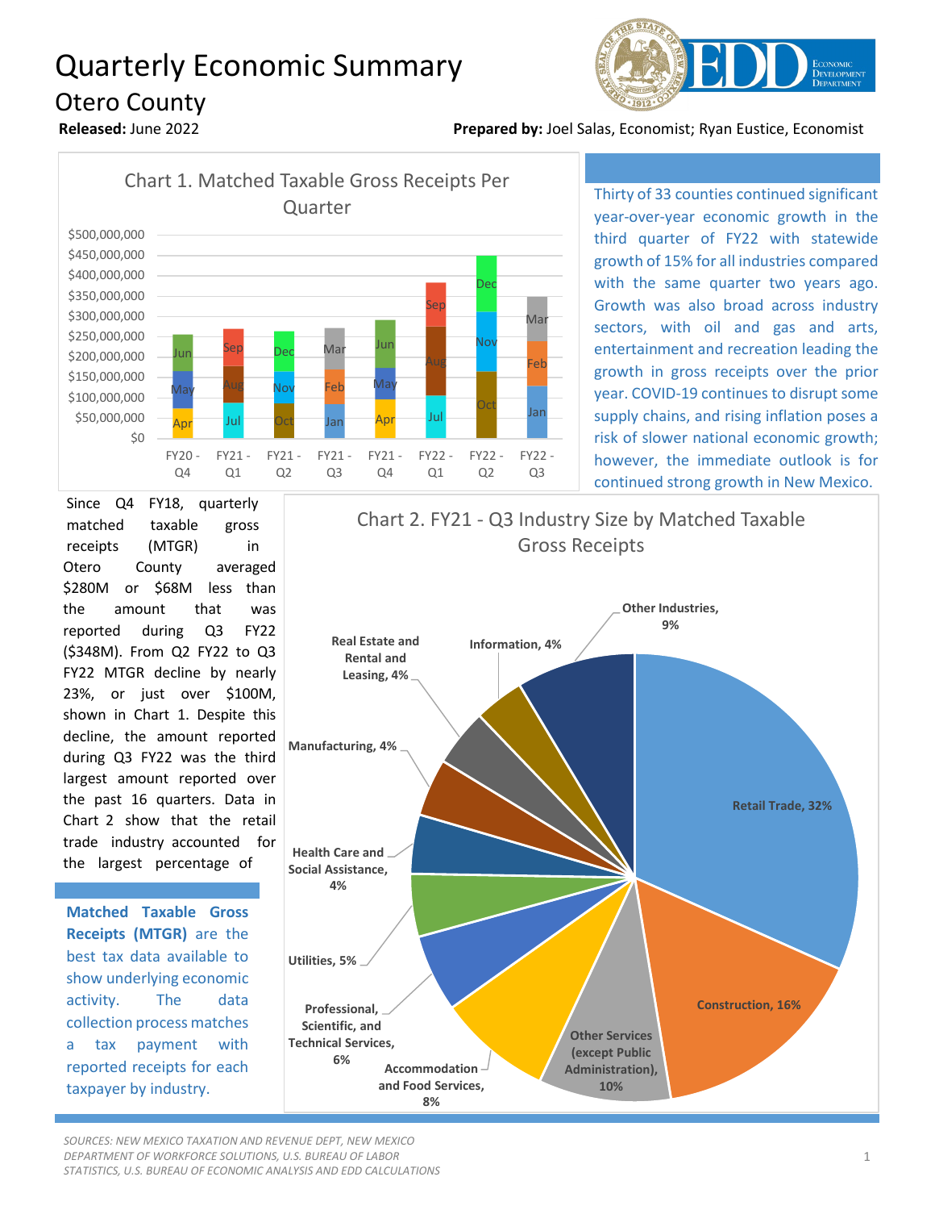# Quarterly Economic Summary

## Otero County

**Released:** June 2022

**Prepared by:** Joel Salas, Economist; Ryan Eustice, Economist

Chart 1. Matched Taxable Gross Receipts Per Quarter

Thirty of 33 counties continued significant year-over-year economic growth in the third quarter of FY22 with statewide growth of 15% for all industries compared with the same quarter two years ago. Growth was also broad across industry sectors, with oil and gas and arts, entertainment and recreation leading the growth in gross receipts over the prior year. COVID-19 continues to disrupt some supply chains, and rising inflation poses a risk of slower national economic growth; however, the immediate outlook is for continued strong growth in New Mexico.

Since Q4 FY18, quarterly matched taxable gross receipts (MTGR) in Otero County averaged $280M or $68M less than the amount that was reported during Q3 FY22 ($348M). From Q2 FY22 to Q3 FY22 MTGR decline by nearly 23%, or just over $100M, shown in Chart 1. Despite this decline, the amount reported during Q3 FY22 was the third largest amount reported over the past 16 quarters. Data in Chart 2 show that the retail trade industry accounted for the largest percentage of

**Matched Taxable Gross Receipts (MTGR)** are the best tax data available to show underlying economic activity. The data collection process matches a tax payment with reported receipts for each taxpayer by industry.

Chart 2. FY21 - Q3 Industry Size by Matched Taxable Gross Receipts

| Industry | Share |
|---|---|
| Retail Trade | 32% |
| Construction | 16% |
| Other Services (except Public Administration) | 10% |
| Other Industries | 9% |
| Accommodation and Food Services | 8% |
| Professional, Scientific, and Technical Services | 6% |
| Utilities | 5% |
| Health Care and Social Assistance | 4% |
| Manufacturing | 4% |
| Real Estate and Rental and Leasing | 4% |
| Information | 4% |

*SOURCES: NEW MEXICO TAXATION AND REVENUE DEPT, NEW MEXICO DEPARTMENT OF WORKFORCE SOLUTIONS, U.S. BUREAU OF LABOR STATISTICS, U.S. BUREAU OF ECONOMIC ANALYSIS AND EDD CALCULATIONS*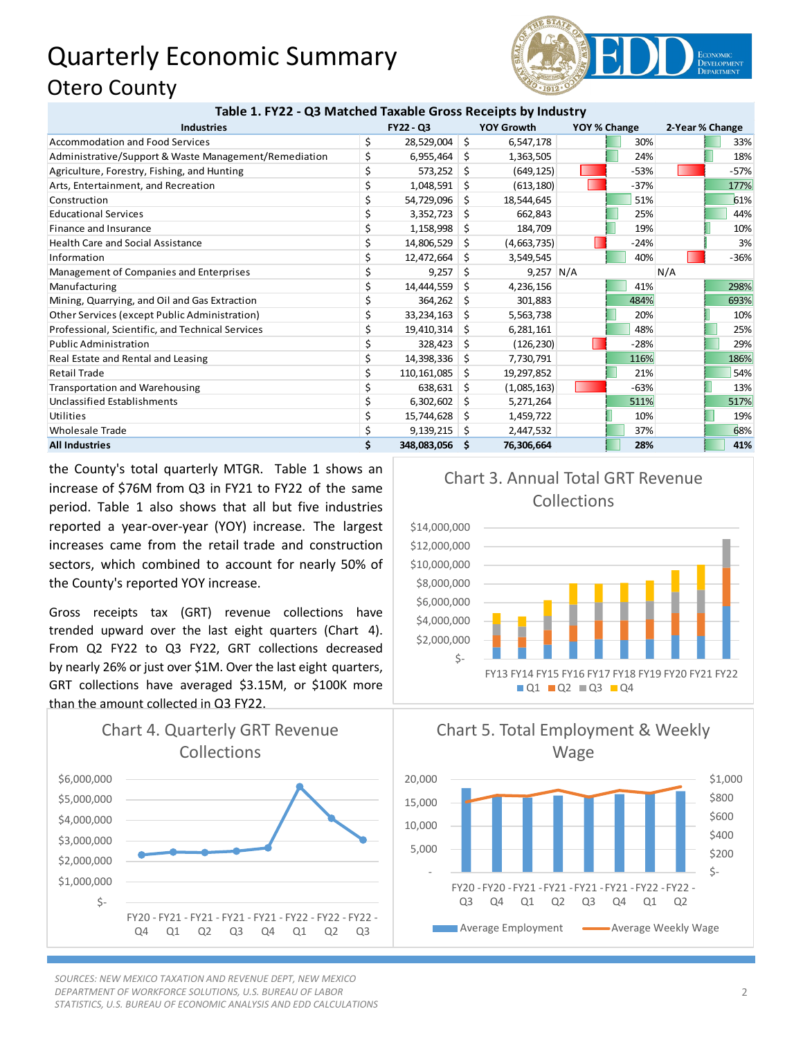# Quarterly Economic Summary

## Otero County

**Table 1. FY22 - Q3 Matched Taxable Gross Receipts by Industry**

| Industries | FY22 - Q3 | YOY Growth | YOY % Change | 2-Year % Change |
|---|---|---|---|---|
| Accommodation and Food Services | $ 28,529,004 | $ 6,547,178 | 30% | 33% |
| Administrative/Support & Waste Management/Remediation | $ 6,955,464 | $ 1,363,505 | 24% | 18% |
| Agriculture, Forestry, Fishing, and Hunting | $ 573,252 | $ (649,125) | -53% | -57% |
| Arts, Entertainment, and Recreation | $ 1,048,591 | $ (613,180) | -37% | 177% |
| Construction | $ 54,729,096 | $ 18,544,645 | 51% | 61% |
| Educational Services | $ 3,352,723 | $ 662,843 | 25% | 44% |
| Finance and Insurance | $ 1,158,998 | $ 184,709 | 19% | 10% |
| Health Care and Social Assistance | $ 14,806,529 | $ (4,663,735) | -24% | 3% |
| Information | $ 12,472,664 | $ 3,549,545 | 40% | -36% |
| Management of Companies and Enterprises | $ 9,257 | $ 9,257 | N/A | N/A |
| Manufacturing | $ 14,444,559 | $ 4,236,156 | 41% | 298% |
| Mining, Quarrying, and Oil and Gas Extraction | $ 364,262 | $ 301,883 | 484% | 693% |
| Other Services (except Public Administration) | $ 33,234,163 | $ 5,563,738 | 20% | 10% |
| Professional, Scientific, and Technical Services | $ 19,410,314 | $ 6,281,161 | 48% | 25% |
| Public Administration | $ 328,423 | $ (126,230) | -28% | 29% |
| Real Estate and Rental and Leasing | $ 14,398,336 | $ 7,730,791 | 116% | 186% |
| Retail Trade | $ 110,161,085 | $ 19,297,852 | 21% | 54% |
| Transportation and Warehousing | $ 638,631 | $ (1,085,163) | -63% | 13% |
| Unclassified Establishments | $ 6,302,602 | $ 5,271,264 | 511% | 517% |
| Utilities | $ 15,744,628 | $ 1,459,722 | 10% | 19% |
| Wholesale Trade | $ 9,139,215 | $ 2,447,532 | 37% | 68% |
| **All Industries** | **$ 348,083,056** | **$ 76,306,664** | **28%** | **41%** |

the County's total quarterly MTGR. Table 1 shows an increase of $76M from Q3 in FY21 to FY22 of the same period. Table 1 also shows that all but five industries reported a year-over-year (YOY) increase. The largest increases came from the retail trade and construction sectors, which combined to account for nearly 50% of the County's reported YOY increase.

Gross receipts tax (GRT) revenue collections have trended upward over the last eight quarters (Chart 4). From Q2 FY22 to Q3 FY22, GRT collections decreased by nearly 26% or just over $1M. Over the last eight quarters, GRT collections have averaged $3.15M, or $100K more than the amount collected in Q3 FY22.

Chart 3. Annual Total GRT Revenue Collections

Chart 4. Quarterly GRT Revenue Collections

Chart 5. Total Employment & Weekly Wage

*SOURCES: NEW MEXICO TAXATION AND REVENUE DEPT, NEW MEXICO DEPARTMENT OF WORKFORCE SOLUTIONS, U.S. BUREAU OF LABOR STATISTICS, U.S. BUREAU OF ECONOMIC ANALYSIS AND EDD CALCULATIONS*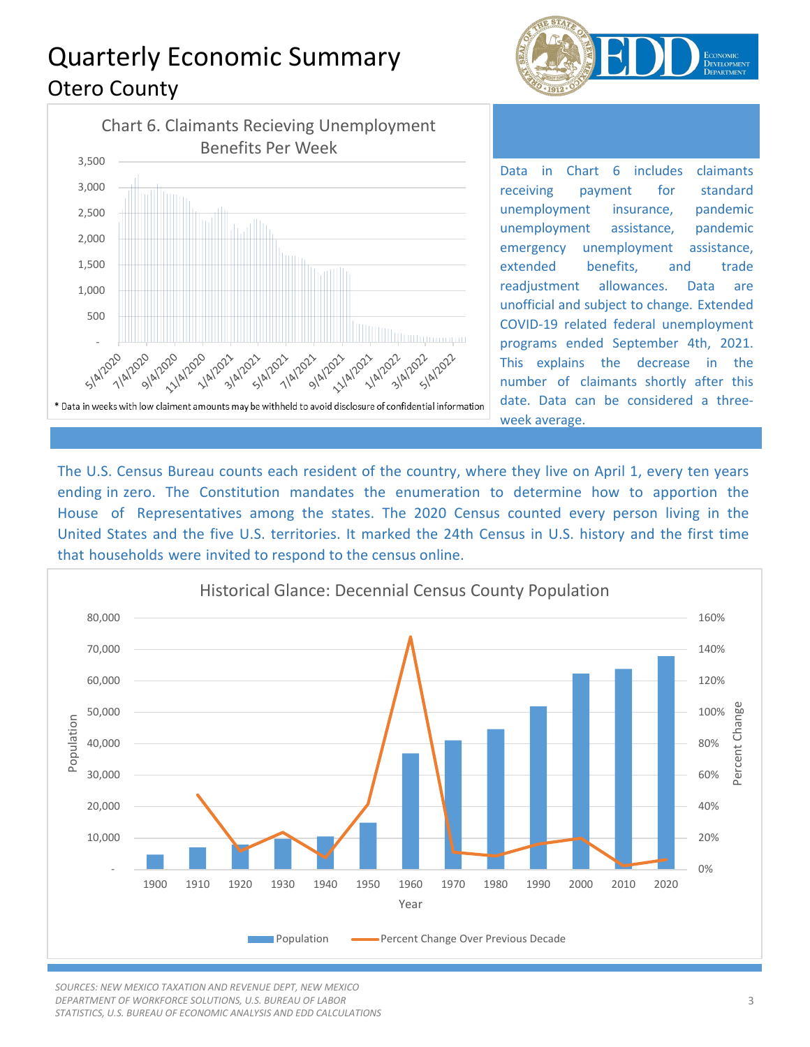# Quarterly Economic Summary

## Otero County

Chart 6. Claimants Recieving Unemployment Benefits Per Week

3,500
3,000
2,500
2,000
1,500
1,000
500
-

5/4/2020 7/4/2020 9/4/2020 11/4/2020 1/4/2021 3/4/2021 5/4/2021 7/4/2021 9/4/2021 11/4/2021 1/4/2022 3/4/2022 5/4/2022

* Data in weeks with low claiment amounts may be withheld to avoid disclosure of confidential information

Data in Chart 6 includes claimants receiving payment for standard unemployment insurance, pandemic unemployment assistance, pandemic emergency unemployment assistance, extended benefits, and trade readjustment allowances. Data are unofficial and subject to change. Extended COVID-19 related federal unemployment programs ended September 4th, 2021. This explains the decrease in the number of claimants shortly after this date. Data can be considered a three-week average.

The U.S. Census Bureau counts each resident of the country, where they live on April 1, every ten years ending in zero. The Constitution mandates the enumeration to determine how to apportion the House of Representatives among the states. The 2020 Census counted every person living in the United States and the five U.S. territories. It marked the 24th Census in U.S. history and the first time that households were invited to respond to the census online.

Historical Glance: Decennial Census County Population

Population

80,000
70,000
60,000
50,000
40,000
30,000
20,000
10,000
-

Percent Change

160%
140%
120%
100%
80%
60%
40%
20%
0%

Year

1900 1910 1920 1930 1940 1950 1960 1970 1980 1990 2000 2010 2020

Population
Percent Change Over Previous Decade

*SOURCES: NEW MEXICO TAXATION AND REVENUE DEPT, NEW MEXICO DEPARTMENT OF WORKFORCE SOLUTIONS, U.S. BUREAU OF LABOR STATISTICS, U.S. BUREAU OF ECONOMIC ANALYSIS AND EDD CALCULATIONS*